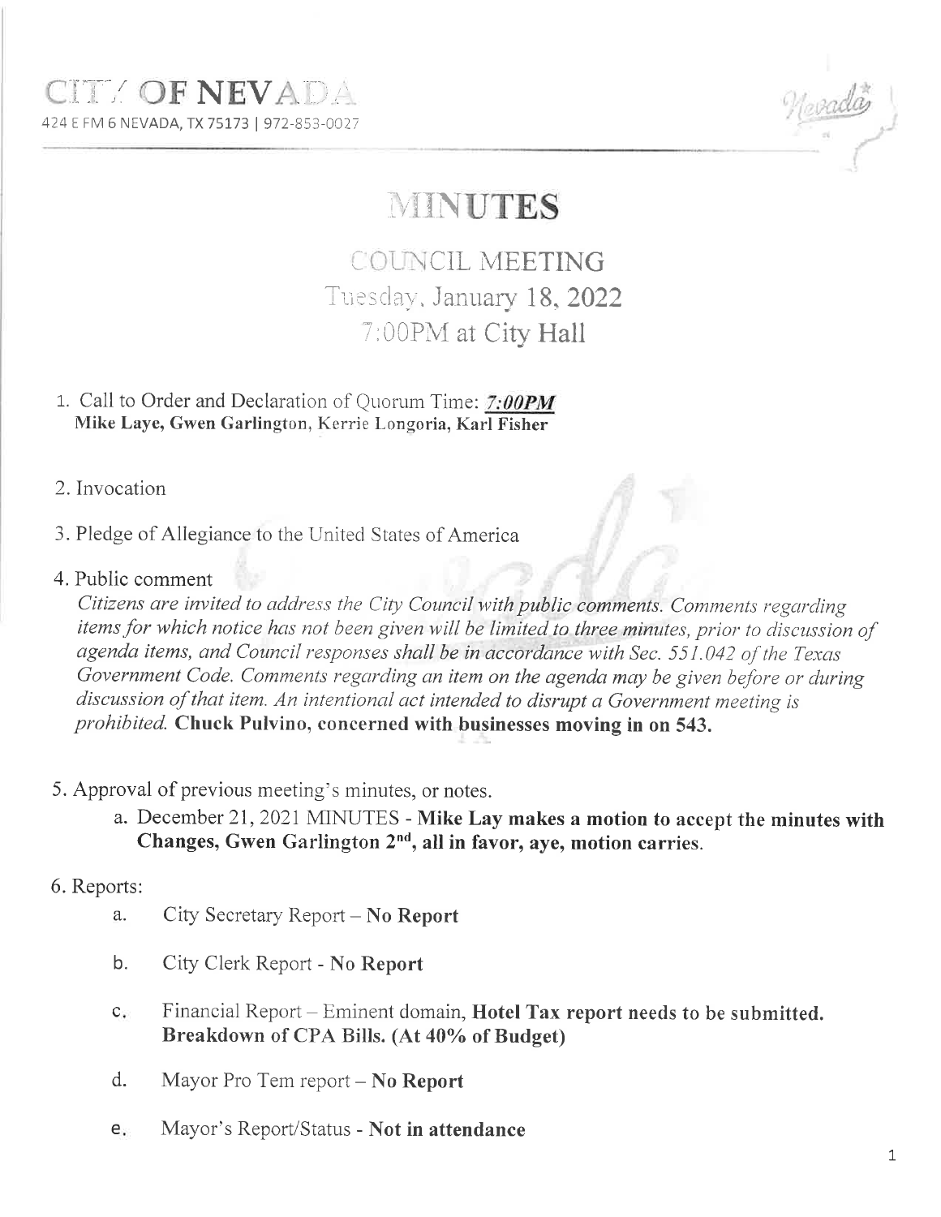CITY OF NEVADA

424 E FM 6 NEVADA, TX 75173 | 972-853-0027

# MINUTES

## COUNCIL MEETING

### Tuesday, January 18, 2022

### 7:00PM at City Hall

1. Call to Order and Declaration of Quorum Time: ***7:00PM***
   **Mike Laye, Gwen Garlington, Kerrie Longoria, Karl Fisher**

2. Invocation

3. Pledge of Allegiance to the United States of America

4. Public comment
   *Citizens are invited to address the City Council with public comments. Comments regarding items for which notice has not been given will be limited to three minutes, prior to discussion of agenda items, and Council responses shall be in accordance with Sec. 551.042 of the Texas Government Code. Comments regarding an item on the agenda may be given before or during discussion of that item. An intentional act intended to disrupt a Government meeting is prohibited.* **Chuck Pulvino, concerned with businesses moving in on 543.**

5. Approval of previous meeting's minutes, or notes.
   a. December 21, 2021 MINUTES - **Mike Lay makes a motion to accept the minutes with Changes, Gwen Garlington 2nd, all in favor, aye, motion carries.**

6. Reports:
   a. City Secretary Report – **No Report**
   b. City Clerk Report - **No Report**
   c. Financial Report – Eminent domain, **Hotel Tax report needs to be submitted. Breakdown of CPA Bills. (At 40% of Budget)**
   d. Mayor Pro Tem report – **No Report**
   e. Mayor's Report/Status - **Not in attendance**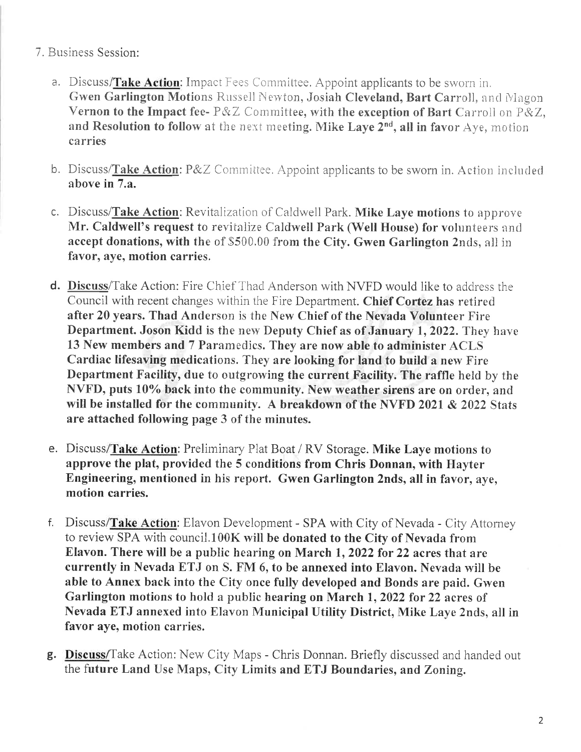7. Business Session:

   a. Discuss/**Take Action**: Impact Fees Committee. Appoint applicants to be sworn in. **Gwen Garlington Motions** Russell Newton, **Josiah Cleveland, Bart Carroll,** and Magon **Vernon to the Impact fee-** P&Z Committee, **with the exception of Bart** Carroll on P&Z, **and Resolution to follow** at the next meeting. **Mike Laye 2nd, all in favor** Aye, motion carries

   b. Discuss/**Take Action**: P&Z Committee. Appoint applicants to be sworn in. Action included **above in 7.a.**

   c. Discuss/**Take Action**: Revitalization of Caldwell Park. **Mike Laye motions** to approve **Mr. Caldwell's request** to revitalize **Caldwell Park (Well House) for** volunteers and **accept donations, with** the of $500.00 **from the City. Gwen Garlington 2nds,** all in **favor, aye, motion carries.**

   d. **Discuss**/Take Action: Fire Chief Thad Anderson with NVFD would like to address the Council with recent changes within the Fire Department. **Chief Cortez has retired after 20 years. Thad Anderson is the New Chief of the Nevada Volunteer** Fire **Department. Joson Kidd is the new Deputy Chief as of January 1, 2022.** They have **13 New members and 7 Paramedics. They are now able to administer** ACLS **Cardiac lifesaving medications. They are looking for land to build a new Fire Department Facility, due to outgrowing the current Facility. The raffle** held **by the NVFD, puts 10% back into the community. New weather sirens are on order, and will be installed for the community. A breakdown of the NVFD 2021 & 2022** Stats **are attached following page 3 of the minutes.**

   e. Discuss/**Take Action**: Preliminary Plat Boat / RV Storage. **Mike Laye motions to approve the plat, provided the 5 conditions from Chris Donnan, with Hayter Engineering, mentioned in his report. Gwen Garlington 2nds, all in favor, aye, motion carries.**

   f. Discuss/**Take Action**: Elavon Development - SPA with City of Nevada - City Attorney to review SPA with council.**100K will be donated to the City of Nevada from Elavon. There will be a public hearing on March 1, 2022 for 22 acres that are currently in Nevada ETJ on S. FM 6, to be annexed into Elavon. Nevada will be able to Annex back into the City once fully developed and Bonds are paid. Gwen Garlington motions to hold a public hearing on March 1, 2022 for 22 acres of Nevada ETJ annexed into Elavon Municipal Utility District, Mike Laye 2nds, all in favor aye, motion carries.**

   g. **Discuss/**Take Action: New City Maps - Chris Donnan. Briefly discussed and handed out the **future Land Use Maps, City Limits and ETJ Boundaries, and Zoning.**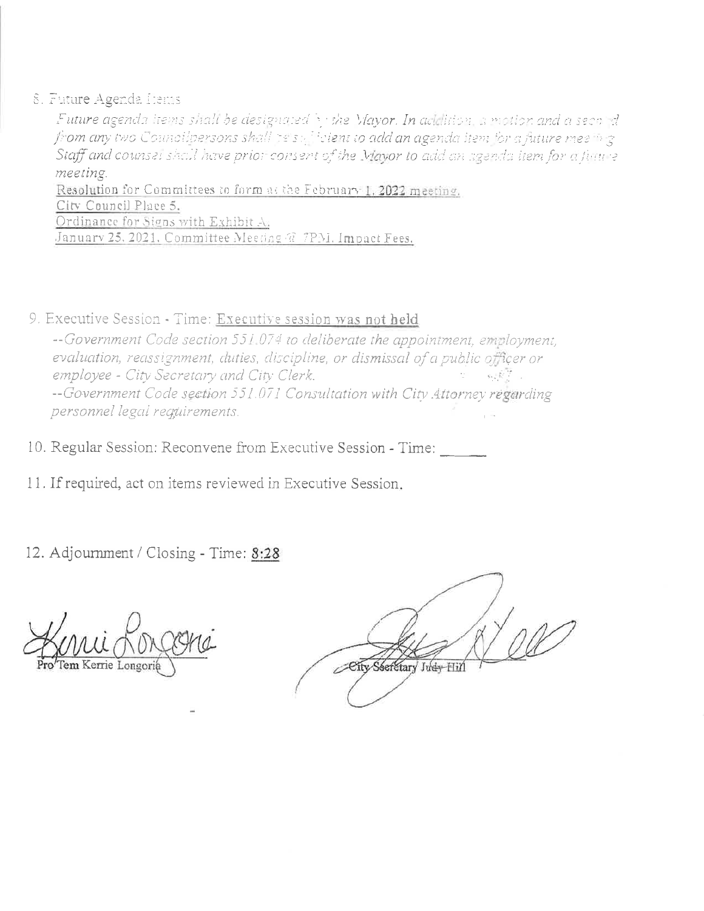8. Future Agenda Items

*Future agenda items shall be designated by the Mayor. In addition, a motion and a second from any two Councilpersons shall be sufficient to add an agenda item for a future meeting. Staff and counsel shall have prior consent of the Mayor to add an agenda item for a future meeting.*

Resolution for Committees to form at the February 1, 2022 meeting.

City Council Place 5.

Ordinance for Signs with Exhibit A.

January 25, 2021, Committee Meeting @ 7PM, Impact Fees.

9. Executive Session - Time: Executive session was not held

*--Government Code section 551.074 to deliberate the appointment, employment, evaluation, reassignment, duties, discipline, or dismissal of a public officer or employee - City Secretary and City Clerk.*

*--Government Code section 551.071 Consultation with City Attorney regarding personnel legal requirements.*

10. Regular Session: Reconvene from Executive Session - Time: ______

11. If required, act on items reviewed in Executive Session.

12. Adjournment / Closing - Time: 8:28

Pro Tem Kerrie Longoria

City Secretary Judy Hill